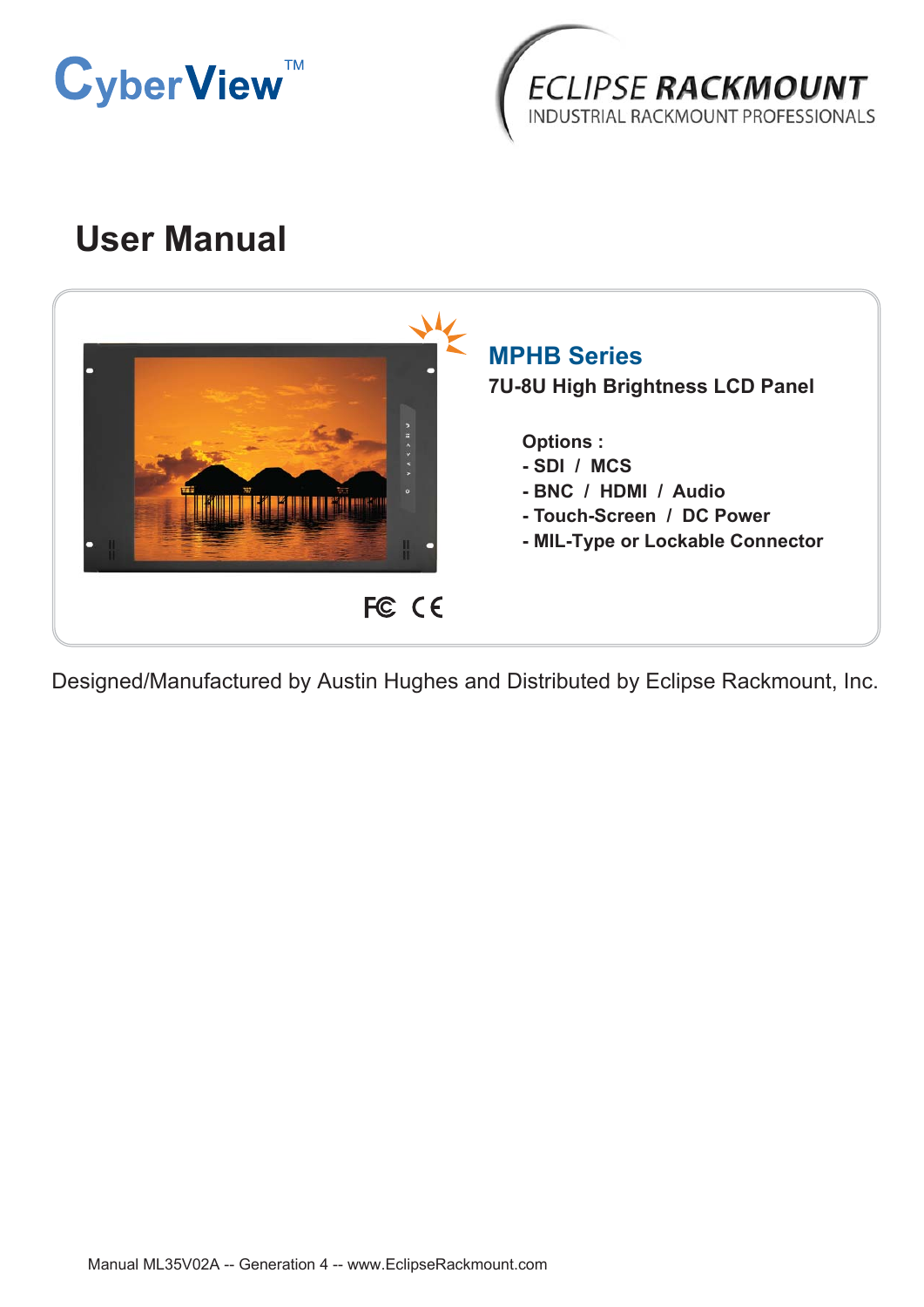CyberView™

ECLIPSE RACKMOUNT
INDUSTRIAL RACKMOUNT PROFESSIONALS

# User Manual

## MPHB Series

**7U-8U High Brightness LCD Panel**

**Options :**
- **SDI / MCS**
- **BNC / HDMI / Audio**
- **Touch-Screen / DC Power**
- **MIL-Type or Lockable Connector**

FC CE

Designed/Manufactured by Austin Hughes and Distributed by Eclipse Rackmount, Inc.

Manual ML35V02A -- Generation 4 -- www.EclipseRackmount.com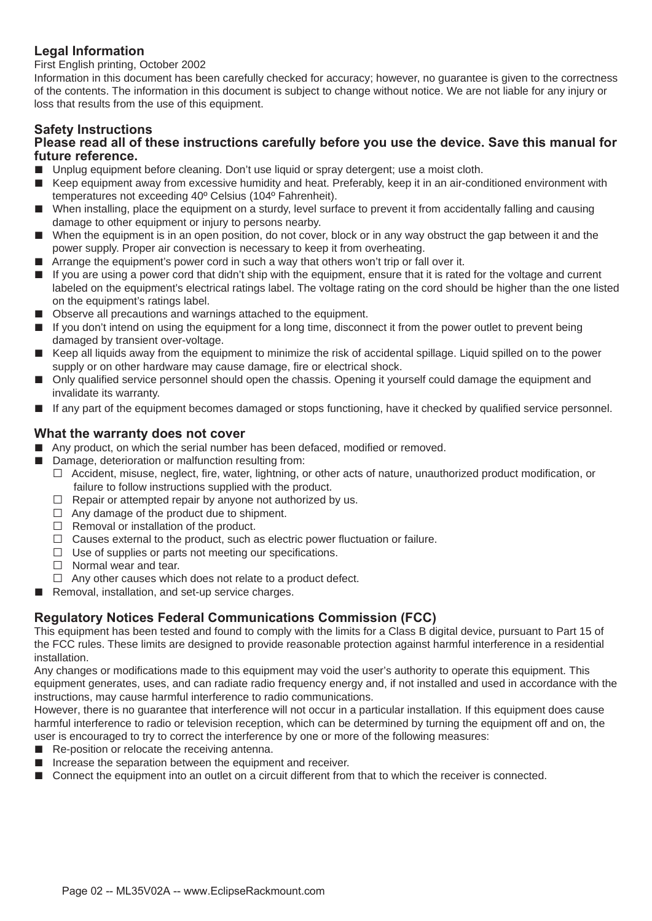## Legal Information

First English printing, October 2002

Information in this document has been carefully checked for accuracy; however, no guarantee is given to the correctness of the contents. The information in this document is subject to change without notice. We are not liable for any injury or loss that results from the use of this equipment.

## Safety Instructions

**Please read all of these instructions carefully before you use the device. Save this manual for future reference.**

- Unplug equipment before cleaning. Don't use liquid or spray detergent; use a moist cloth.
- Keep equipment away from excessive humidity and heat. Preferably, keep it in an air-conditioned environment with temperatures not exceeding 40º Celsius (104º Fahrenheit).
- When installing, place the equipment on a sturdy, level surface to prevent it from accidentally falling and causing damage to other equipment or injury to persons nearby.
- When the equipment is in an open position, do not cover, block or in any way obstruct the gap between it and the power supply. Proper air convection is necessary to keep it from overheating.
- Arrange the equipment's power cord in such a way that others won't trip or fall over it.
- If you are using a power cord that didn't ship with the equipment, ensure that it is rated for the voltage and current labeled on the equipment's electrical ratings label. The voltage rating on the cord should be higher than the one listed on the equipment's ratings label.
- Observe all precautions and warnings attached to the equipment.
- If you don't intend on using the equipment for a long time, disconnect it from the power outlet to prevent being damaged by transient over-voltage.
- Keep all liquids away from the equipment to minimize the risk of accidental spillage. Liquid spilled on to the power supply or on other hardware may cause damage, fire or electrical shock.
- Only qualified service personnel should open the chassis. Opening it yourself could damage the equipment and invalidate its warranty.
- If any part of the equipment becomes damaged or stops functioning, have it checked by qualified service personnel.

## What the warranty does not cover

- Any product, on which the serial number has been defaced, modified or removed.
- Damage, deterioration or malfunction resulting from:
  - Accident, misuse, neglect, fire, water, lightning, or other acts of nature, unauthorized product modification, or failure to follow instructions supplied with the product.
  - Repair or attempted repair by anyone not authorized by us.
  - Any damage of the product due to shipment.
  - Removal or installation of the product.
  - Causes external to the product, such as electric power fluctuation or failure.
  - Use of supplies or parts not meeting our specifications.
  - Normal wear and tear.
  - Any other causes which does not relate to a product defect.
- Removal, installation, and set-up service charges.

## Regulatory Notices Federal Communications Commission (FCC)

This equipment has been tested and found to comply with the limits for a Class B digital device, pursuant to Part 15 of the FCC rules. These limits are designed to provide reasonable protection against harmful interference in a residential installation.

Any changes or modifications made to this equipment may void the user's authority to operate this equipment. This equipment generates, uses, and can radiate radio frequency energy and, if not installed and used in accordance with the instructions, may cause harmful interference to radio communications.

However, there is no guarantee that interference will not occur in a particular installation. If this equipment does cause harmful interference to radio or television reception, which can be determined by turning the equipment off and on, the user is encouraged to try to correct the interference by one or more of the following measures:

- Re-position or relocate the receiving antenna.
- Increase the separation between the equipment and receiver.
- Connect the equipment into an outlet on a circuit different from that to which the receiver is connected.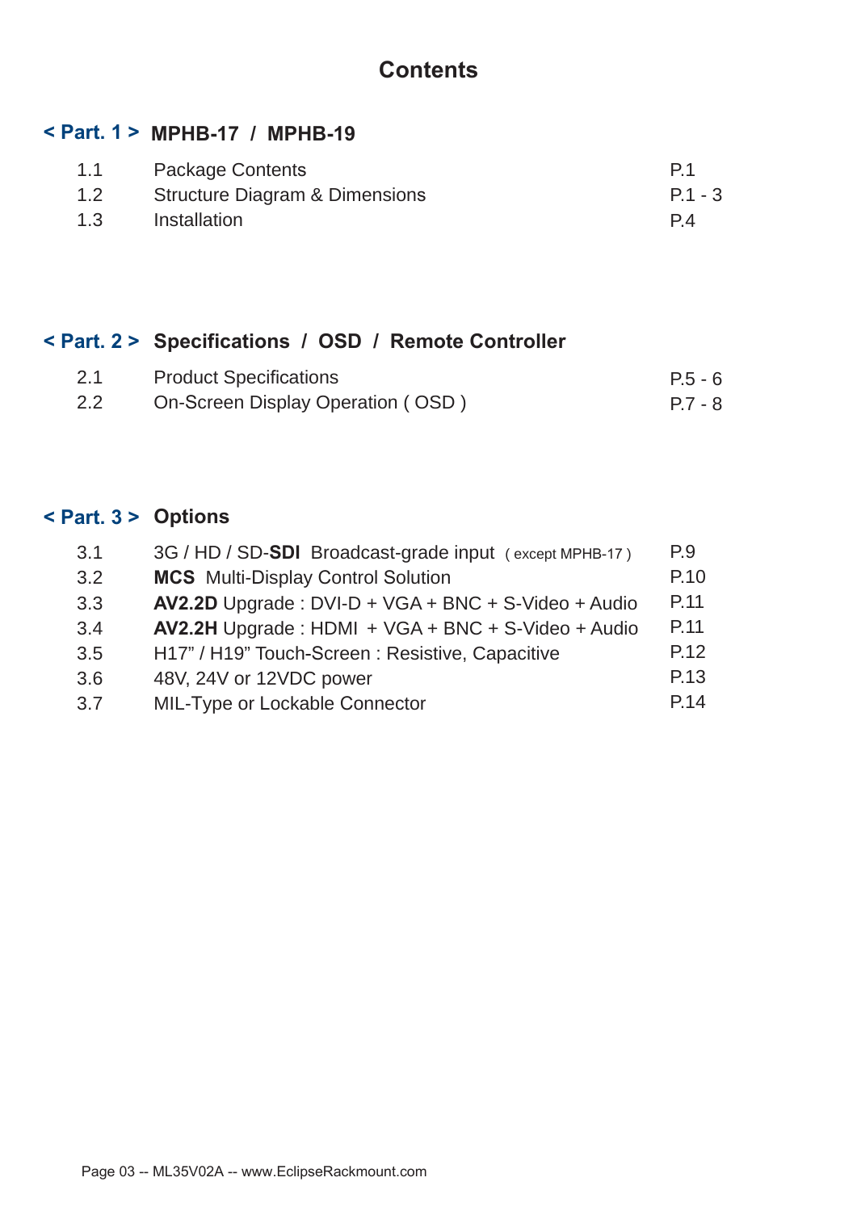# Contents

## < Part. 1 > MPHB-17 / MPHB-19

| | | |
|---|---|---|
| 1.1 | Package Contents | P.1 |
| 1.2 | Structure Diagram & Dimensions | P.1 - 3 |
| 1.3 | Installation | P.4 |

## < Part. 2 > Specifications / OSD / Remote Controller

| | | |
|---|---|---|
| 2.1 | Product Specifications | P.5 - 6 |
| 2.2 | On-Screen Display Operation ( OSD ) | P.7 - 8 |

## < Part. 3 > Options

| | | |
|---|---|---|
| 3.1 | 3G / HD / SD-**SDI** Broadcast-grade input ( except MPHB-17 ) | P.9 |
| 3.2 | **MCS** Multi-Display Control Solution | P.10 |
| 3.3 | **AV2.2D** Upgrade : DVI-D + VGA + BNC + S-Video + Audio | P.11 |
| 3.4 | **AV2.2H** Upgrade : HDMI + VGA + BNC + S-Video + Audio | P.11 |
| 3.5 | H17" / H19" Touch-Screen : Resistive, Capacitive | P.12 |
| 3.6 | 48V, 24V or 12VDC power | P.13 |
| 3.7 | MIL-Type or Lockable Connector | P.14 |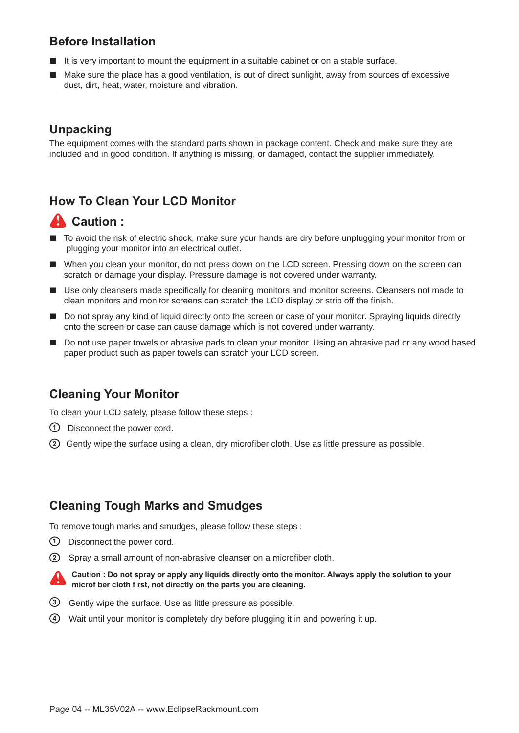## Before Installation

- It is very important to mount the equipment in a suitable cabinet or on a stable surface.
- Make sure the place has a good ventilation, is out of direct sunlight, away from sources of excessive dust, dirt, heat, water, moisture and vibration.

## Unpacking

The equipment comes with the standard parts shown in package content. Check and make sure they are included and in good condition. If anything is missing, or damaged, contact the supplier immediately.

## How To Clean Your LCD Monitor

### Caution :

- To avoid the risk of electric shock, make sure your hands are dry before unplugging your monitor from or plugging your monitor into an electrical outlet.
- When you clean your monitor, do not press down on the LCD screen. Pressing down on the screen can scratch or damage your display. Pressure damage is not covered under warranty.
- Use only cleansers made specifically for cleaning monitors and monitor screens. Cleansers not made to clean monitors and monitor screens can scratch the LCD display or strip off the finish.
- Do not spray any kind of liquid directly onto the screen or case of your monitor. Spraying liquids directly onto the screen or case can cause damage which is not covered under warranty.
- Do not use paper towels or abrasive pads to clean your monitor. Using an abrasive pad or any wood based paper product such as paper towels can scratch your LCD screen.

## Cleaning Your Monitor

To clean your LCD safely, please follow these steps :

1. Disconnect the power cord.
2. Gently wipe the surface using a clean, dry microfiber cloth. Use as little pressure as possible.

## Cleaning Tough Marks and Smudges

To remove tough marks and smudges, please follow these steps :

1. Disconnect the power cord.
2. Spray a small amount of non-abrasive cleanser on a microfiber cloth.

**Caution : Do not spray or apply any liquids directly onto the monitor. Always apply the solution to your microf ber cloth f rst, not directly on the parts you are cleaning.**

3. Gently wipe the surface. Use as little pressure as possible.
4. Wait until your monitor is completely dry before plugging it in and powering it up.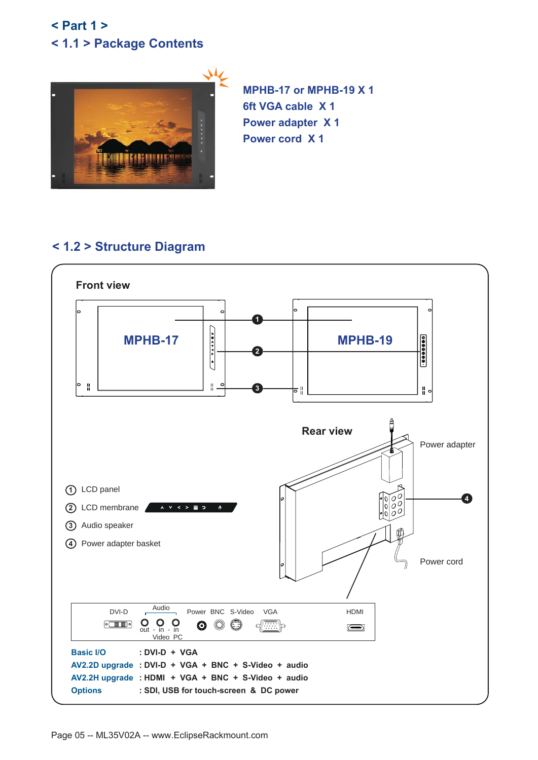< Part 1 >

## < 1.1 > Package Contents

**MPHB-17 or MPHB-19 X 1**
**6ft VGA cable X 1**
**Power adapter X 1**
**Power cord X 1**

## < 1.2 > Structure Diagram

**Front view**

MPHB-17

MPHB-19

**Rear view**

Power adapter

Power cord

① LCD panel

② LCD membrane

③ Audio speaker

④ Power adapter basket

DVI-D, Audio (out - in - in, Video PC), Power, BNC, S-Video, VGA, HDMI

**Basic I/O** : DVI-D + VGA
**AV2.2D upgrade** : DVI-D + VGA + BNC + S-Video + audio
**AV2.2H upgrade** : HDMI + VGA + BNC + S-Video + audio
**Options** : SDI, USB for touch-screen & DC power

Page 05 -- ML35V02A -- www.EclipseRackmount.com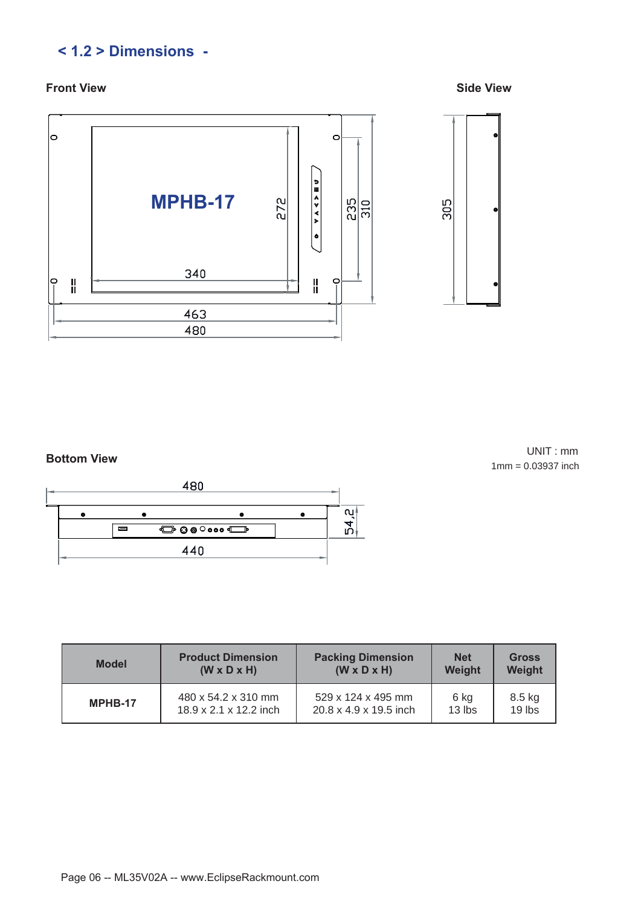## < 1.2 > Dimensions -

**Front View**

**Side View**

MPHB-17

272

340

235

310

463

480

305

**Bottom View**

UNIT : mm
1mm = 0.03937 inch

480

54,2

440

| Model | Product Dimension (W x D x H) | Packing Dimension (W x D x H) | Net Weight | Gross Weight |
|---|---|---|---|---|
| **MPHB-17** | 480 x 54.2 x 310 mm<br>18.9 x 2.1 x 12.2 inch | 529 x 124 x 495 mm<br>20.8 x 4.9 x 19.5 inch | 6 kg<br>13 lbs | 8.5 kg<br>19 lbs |

Page 06 -- ML35V02A -- www.EclipseRackmount.com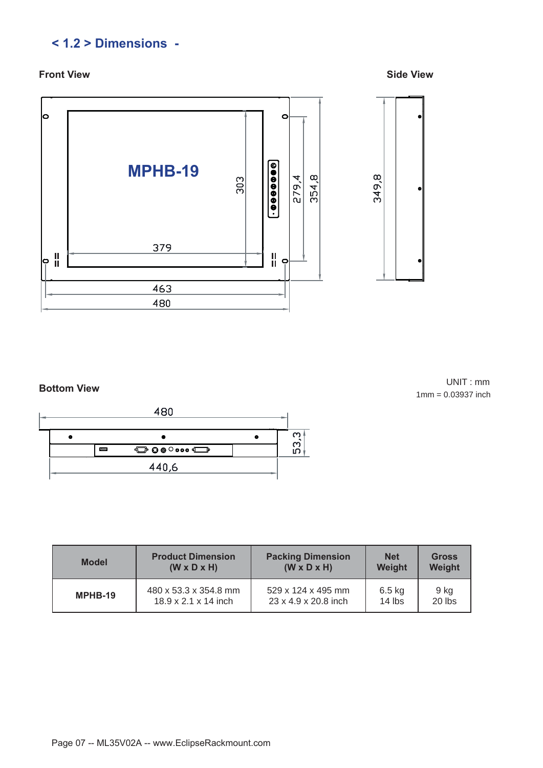## < 1.2 > Dimensions -

**Front View**

**Side View**

MPHB-19

303

379

463

480

279,4

354,8

349,8

**Bottom View**

UNIT : mm
1mm = 0.03937 inch

480

53,3

440,6

| Model | Product Dimension (W x D x H) | Packing Dimension (W x D x H) | Net Weight | Gross Weight |
|---|---|---|---|---|
| **MPHB-19** | 480 x 53.3 x 354.8 mm<br>18.9 x 2.1 x 14 inch | 529 x 124 x 495 mm<br>23 x 4.9 x 20.8 inch | 6.5 kg<br>14 lbs | 9 kg<br>20 lbs |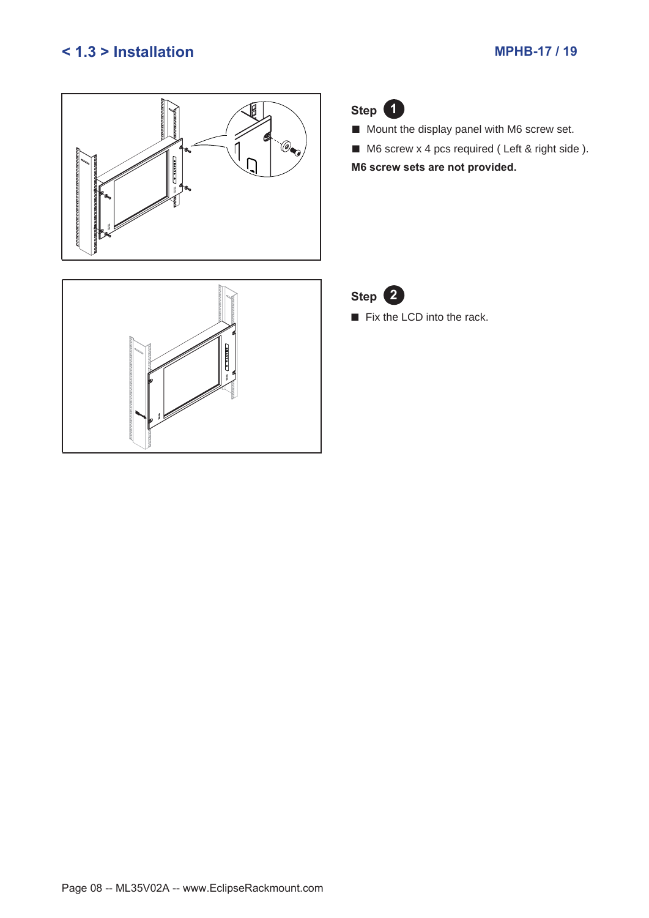## < 1.3 > Installation

**Step 1**

- Mount the display panel with M6 screw set.
- M6 screw x 4 pcs required ( Left & right side ).

**M6 screw sets are not provided.**

**Step 2**

- Fix the LCD into the rack.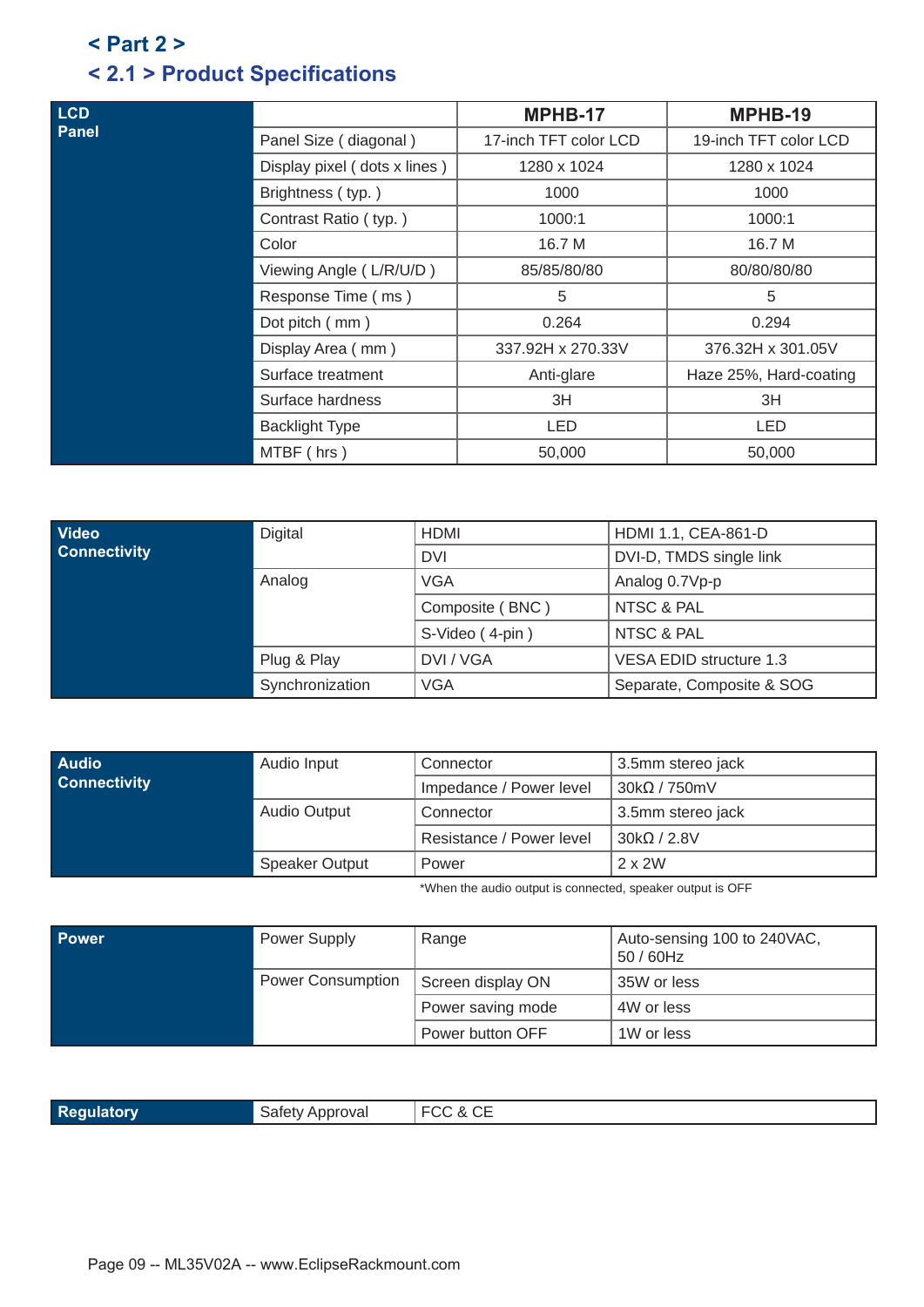## < Part 2 >

## < 2.1 > Product Specifications

| LCD Panel | | MPHB-17 | MPHB-19 |
|---|---|---|---|
| | Panel Size ( diagonal ) | 17-inch TFT color LCD | 19-inch TFT color LCD |
| | Display pixel ( dots x lines ) | 1280 x 1024 | 1280 x 1024 |
| | Brightness ( typ. ) | 1000 | 1000 |
| | Contrast Ratio ( typ. ) | 1000:1 | 1000:1 |
| | Color | 16.7 M | 16.7 M |
| | Viewing Angle ( L/R/U/D ) | 85/85/80/80 | 80/80/80/80 |
| | Response Time ( ms ) | 5 | 5 |
| | Dot pitch ( mm ) | 0.264 | 0.294 |
| | Display Area ( mm ) | 337.92H x 270.33V | 376.32H x 301.05V |
| | Surface treatment | Anti-glare | Haze 25%, Hard-coating |
| | Surface hardness | 3H | 3H |
| | Backlight Type | LED | LED |
| | MTBF ( hrs ) | 50,000 | 50,000 |

| Video Connectivity | Digital | HDMI | HDMI 1.1, CEA-861-D |
|---|---|---|---|
| | | DVI | DVI-D, TMDS single link |
| | Analog | VGA | Analog 0.7Vp-p |
| | | Composite ( BNC ) | NTSC & PAL |
| | | S-Video ( 4-pin ) | NTSC & PAL |
| | Plug & Play | DVI / VGA | VESA EDID structure 1.3 |
| | Synchronization | VGA | Separate, Composite & SOG |

| Audio Connectivity | Audio Input | Connector | 3.5mm stereo jack |
|---|---|---|---|
| | | Impedance / Power level | 30kΩ / 750mV |
| | Audio Output | Connector | 3.5mm stereo jack |
| | | Resistance / Power level | 30kΩ / 2.8V |
| | Speaker Output | Power | 2 x 2W |

*When the audio output is connected, speaker output is OFF

| Power | Power Supply | Range | Auto-sensing 100 to 240VAC, 50 / 60Hz |
|---|---|---|---|
| | Power Consumption | Screen display ON | 35W or less |
| | | Power saving mode | 4W or less |
| | | Power button OFF | 1W or less |

| Regulatory | Safety Approval | FCC & CE |
|---|---|---|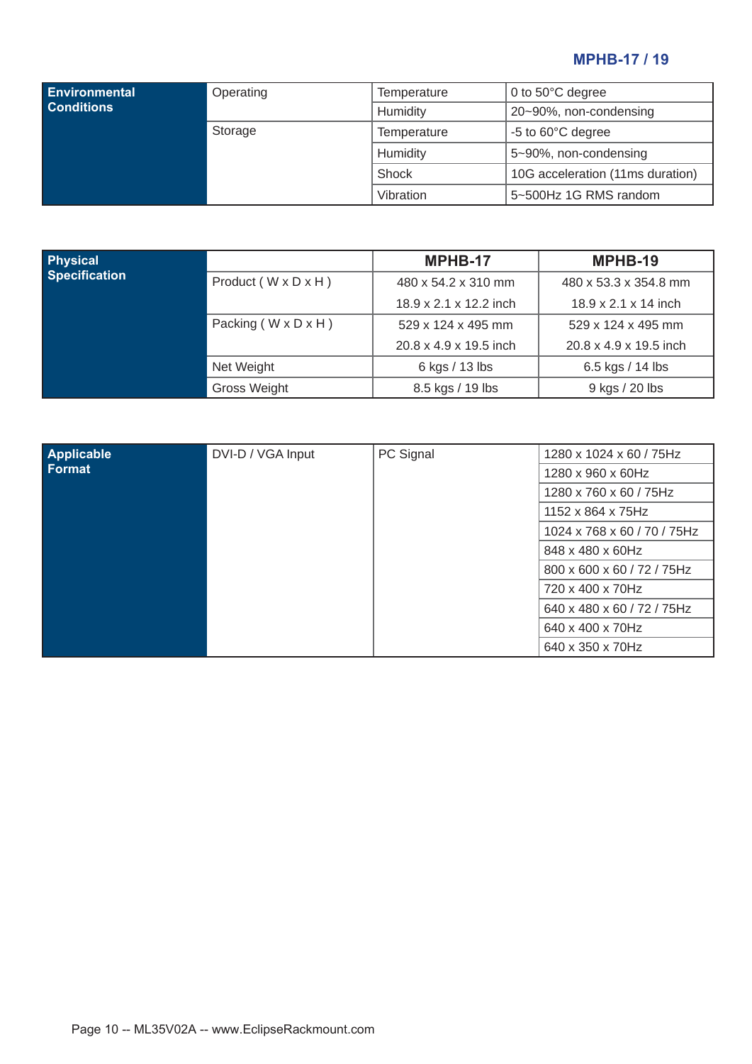| Environmental Conditions | Operating | Temperature | 0 to 50°C degree |
|---|---|---|---|
| | | Humidity | 20~90%, non-condensing |
| | Storage | Temperature | -5 to 60°C degree |
| | | Humidity | 5~90%, non-condensing |
| | | Shock | 10G acceleration (11ms duration) |
| | | Vibration | 5~500Hz 1G RMS random |

| Physical Specification | | MPHB-17 | MPHB-19 |
|---|---|---|---|
| | Product ( W x D x H ) | 480 x 54.2 x 310 mm | 480 x 53.3 x 354.8 mm |
| | | 18.9 x 2.1 x 12.2 inch | 18.9 x 2.1 x 14 inch |
| | Packing ( W x D x H ) | 529 x 124 x 495 mm | 529 x 124 x 495 mm |
| | | 20.8 x 4.9 x 19.5 inch | 20.8 x 4.9 x 19.5 inch |
| | Net Weight | 6 kgs / 13 lbs | 6.5 kgs / 14 lbs |
| | Gross Weight | 8.5 kgs / 19 lbs | 9 kgs / 20 lbs |

| Applicable Format | DVI-D / VGA Input | PC Signal | 1280 x 1024 x 60 / 75Hz |
|---|---|---|---|
| | | | 1280 x 960 x 60Hz |
| | | | 1280 x 760 x 60 / 75Hz |
| | | | 1152 x 864 x 75Hz |
| | | | 1024 x 768 x 60 / 70 / 75Hz |
| | | | 848 x 480 x 60Hz |
| | | | 800 x 600 x 60 / 72 / 75Hz |
| | | | 720 x 400 x 70Hz |
| | | | 640 x 480 x 60 / 72 / 75Hz |
| | | | 640 x 400 x 70Hz |
| | | | 640 x 350 x 70Hz |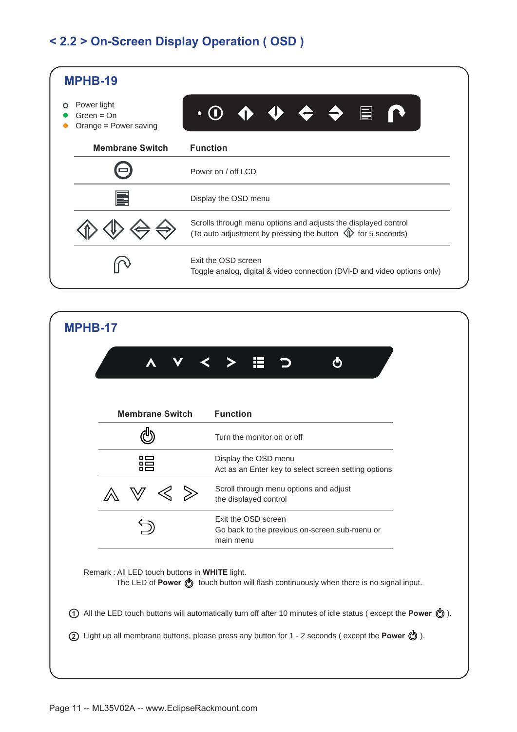## < 2.2 > On-Screen Display Operation ( OSD )

### MPHB-19

- Power light
- Green = On
- Orange = Power saving

| Membrane Switch | Function |
|---|---|
| Power button | Power on / off LCD |
| Menu button | Display the OSD menu |
| Up / Down / Left / Right buttons | Scrolls through menu options and adjusts the displayed control (To auto adjustment by pressing the button for 5 seconds) |
| Exit button | Exit the OSD screen<br>Toggle analog, digital & video connection (DVI-D and video options only) |

### MPHB-17

| Membrane Switch | Function |
|---|---|
| Power button | Turn the monitor on or off |
| Menu button | Display the OSD menu<br>Act as an Enter key to select screen setting options |
| ∧ ∨ < > | Scroll through menu options and adjust the displayed control |
| Return button | Exit the OSD screen<br>Go back to the previous on-screen sub-menu or main menu |

Remark : All LED touch buttons in **WHITE** light.
The LED of **Power** touch button will flash continuously when there is no signal input.

① All the LED touch buttons will automatically turn off after 10 minutes of idle status ( except the **Power** ).

② Light up all membrane buttons, please press any button for 1 - 2 seconds ( except the **Power** ).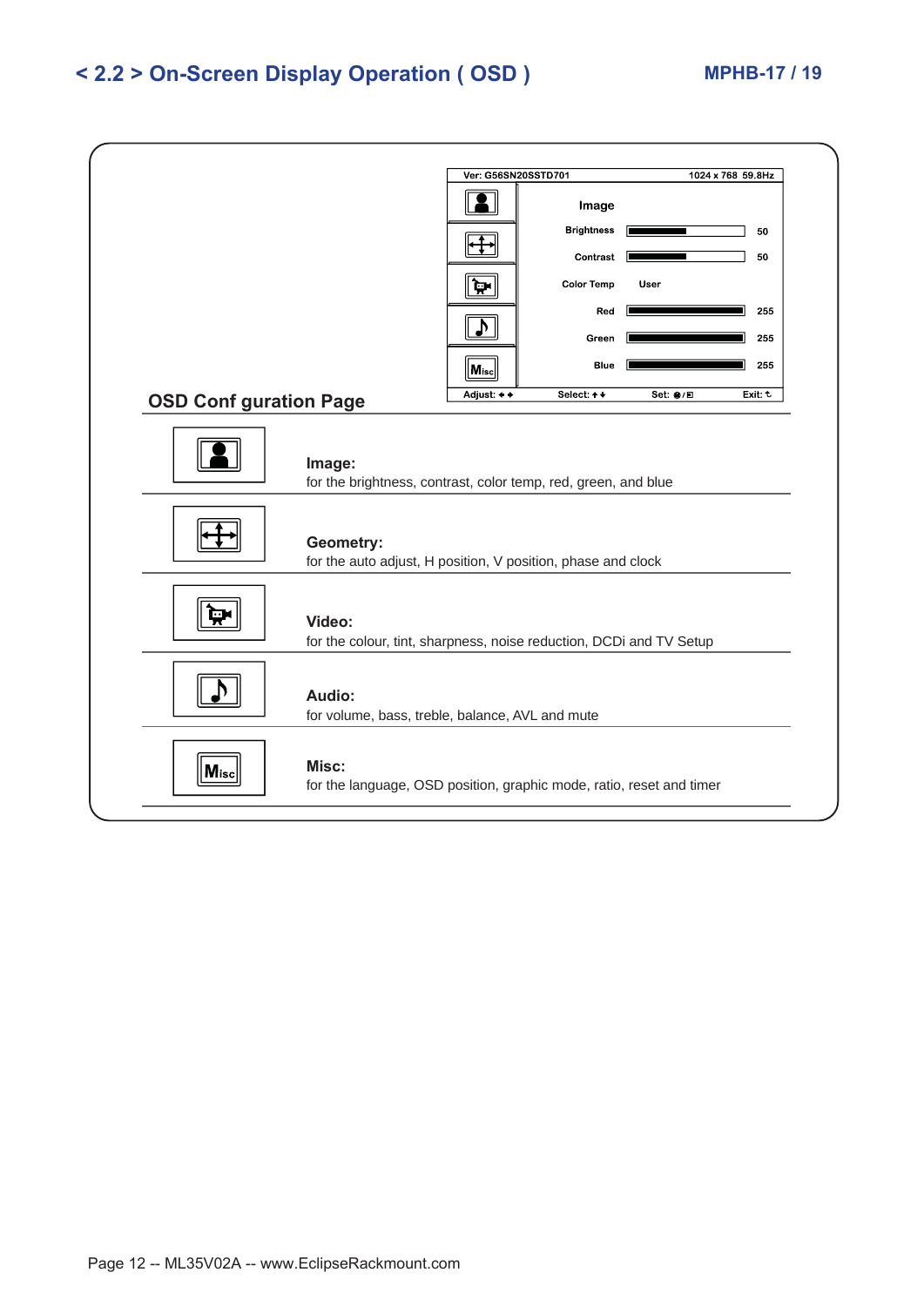# < 2.2 > On-Screen Display Operation ( OSD )

| Ver: G56SN20SSTD701 | | 1024 x 768 59.8Hz |
|---|---|---|
| Image | | |
| Brightness | | 50 |
| Contrast | | 50 |
| Color Temp | User | |
| Red | | 255 |
| Green | | 255 |
| Blue | | 255 |
| Adjust: ◄ ► | Select: ▲▼ | Set: ● / ⊟ Exit: ↰ |

## OSD Conf guration Page

**Image:**
for the brightness, contrast, color temp, red, green, and blue

**Geometry:**
for the auto adjust, H position, V position, phase and clock

**Video:**
for the colour, tint, sharpness, noise reduction, DCDi and TV Setup

**Audio:**
for volume, bass, treble, balance, AVL and mute

**Misc:**
for the language, OSD position, graphic mode, ratio, reset and timer

Page 12 -- ML35V02A -- www.EclipseRackmount.com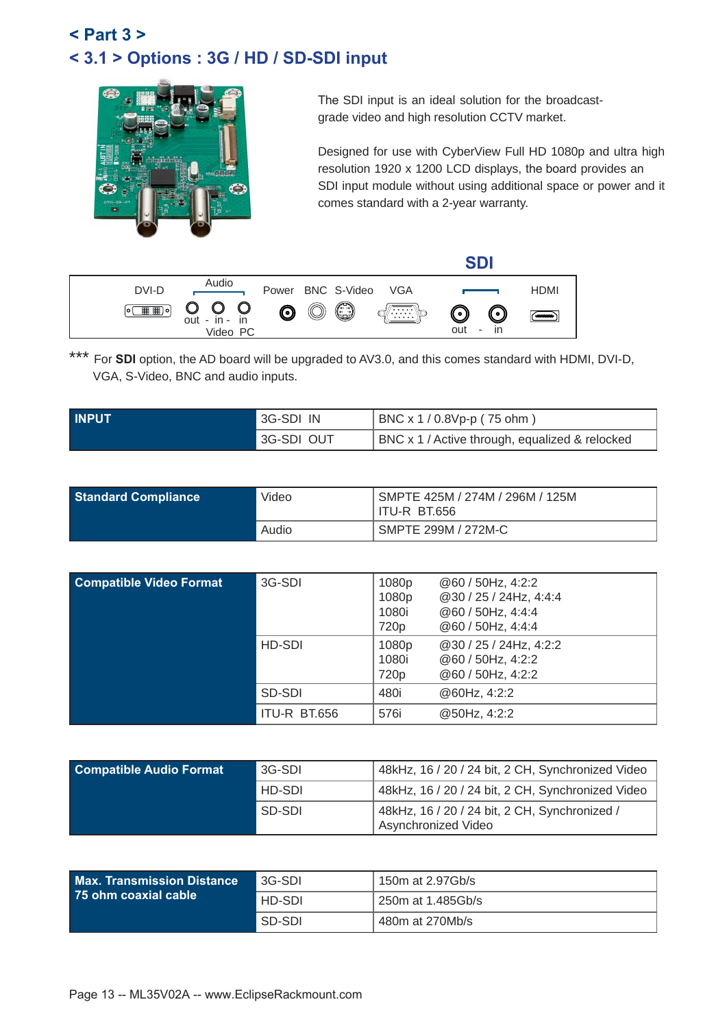# < Part 3 >

## < 3.1 > Options : 3G / HD / SD-SDI input

The SDI input is an ideal solution for the broadcast-grade video and high resolution CCTV market.

Designed for use with CyberView Full HD 1080p and ultra high resolution 1920 x 1200 LCD displays, the board provides an SDI input module without using additional space or power and it comes standard with a 2-year warranty.

SDI

DVI-D | Audio: out - in - in (Video PC) | Power | BNC | S-Video | VGA | SDI: out - in | HDMI

*** For **SDI** option, the AD board will be upgraded to AV3.0, and this comes standard with HDMI, DVI-D, VGA, S-Video, BNC and audio inputs.

| INPUT | | |
|---|---|---|
| | 3G-SDI IN | BNC x 1 / 0.8Vp-p ( 75 ohm ) |
| | 3G-SDI OUT | BNC x 1 / Active through, equalized & relocked |

| Standard Compliance | | |
|---|---|---|
| | Video | SMPTE 425M / 274M / 296M / 125M<br>ITU-R BT.656 |
| | Audio | SMPTE 299M / 272M-C |

| Compatible Video Format | | | |
|---|---|---|---|
| | 3G-SDI | 1080p | @60 / 50Hz, 4:2:2 |
| | | 1080p | @30 / 25 / 24Hz, 4:4:4 |
| | | 1080i | @60 / 50Hz, 4:4:4 |
| | | 720p | @60 / 50Hz, 4:4:4 |
| | HD-SDI | 1080p | @30 / 25 / 24Hz, 4:2:2 |
| | | 1080i | @60 / 50Hz, 4:2:2 |
| | | 720p | @60 / 50Hz, 4:2:2 |
| | SD-SDI | 480i | @60Hz, 4:2:2 |
| | ITU-R BT.656 | 576i | @50Hz, 4:2:2 |

| Compatible Audio Format | | |
|---|---|---|
| | 3G-SDI | 48kHz, 16 / 20 / 24 bit, 2 CH, Synchronized Video |
| | HD-SDI | 48kHz, 16 / 20 / 24 bit, 2 CH, Synchronized Video |
| | SD-SDI | 48kHz, 16 / 20 / 24 bit, 2 CH, Synchronized / Asynchronized Video |

| Max. Transmission Distance 75 ohm coaxial cable | | |
|---|---|---|
| | 3G-SDI | 150m at 2.97Gb/s |
| | HD-SDI | 250m at 1.485Gb/s |
| | SD-SDI | 480m at 270Mb/s |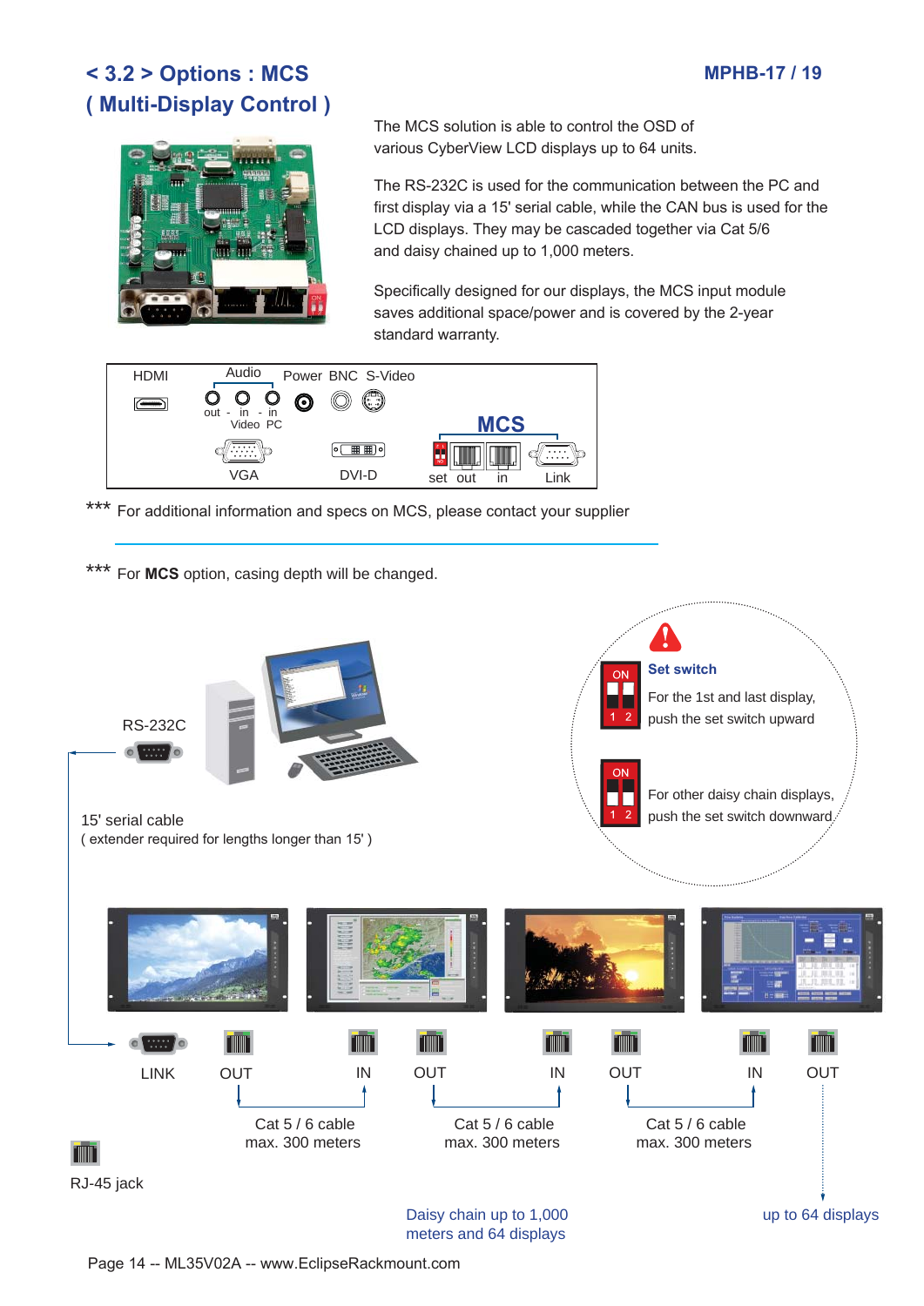## < 3.2 > Options : MCS ( Multi-Display Control )

The MCS solution is able to control the OSD of various CyberView LCD displays up to 64 units.

The RS-232C is used for the communication between the PC and first display via a 15' serial cable, while the CAN bus is used for the LCD displays. They may be cascaded together via Cat 5/6 and daisy chained up to 1,000 meters.

Specifically designed for our displays, the MCS input module saves additional space/power and is covered by the 2-year standard warranty.

HDMI | Audio (out - in - in, Video PC) | Power | BNC | S-Video

VGA | DVI-D | MCS: set, out, in, Link

*** For additional information and specs on MCS, please contact your supplier

*** For **MCS** option, casing depth will be changed.

**Set switch**

For the 1st and last display, push the set switch upward

For other daisy chain displays, push the set switch downward

RS-232C

15' serial cable
( extender required for lengths longer than 15' )

LINK | OUT | IN | OUT | IN | OUT | IN | OUT

Cat 5 / 6 cable max. 300 meters

Cat 5 / 6 cable max. 300 meters

Cat 5 / 6 cable max. 300 meters

RJ-45 jack

Daisy chain up to 1,000 meters and 64 displays

up to 64 displays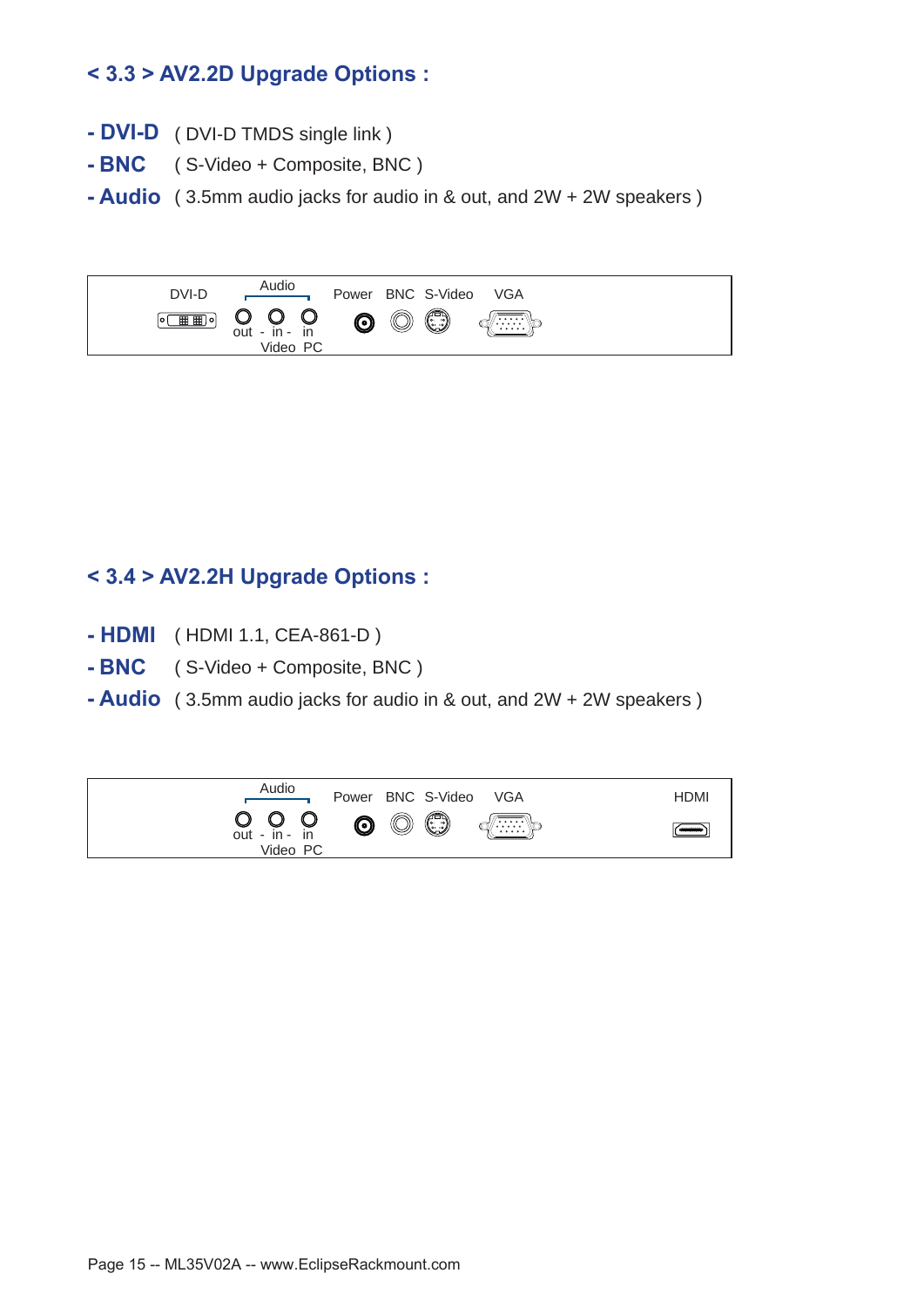## < 3.3 > AV2.2D Upgrade Options :

- **- DVI-D** ( DVI-D TMDS single link )
- **- BNC** ( S-Video + Composite, BNC )
- **- Audio** ( 3.5mm audio jacks for audio in & out, and 2W + 2W speakers )

DVI-D Audio out - in - in Video PC Power BNC S-Video VGA

## < 3.4 > AV2.2H Upgrade Options :

- **- HDMI** ( HDMI 1.1, CEA-861-D )
- **- BNC** ( S-Video + Composite, BNC )
- **- Audio** ( 3.5mm audio jacks for audio in & out, and 2W + 2W speakers )

Audio out - in - in Video PC Power BNC S-Video VGA HDMI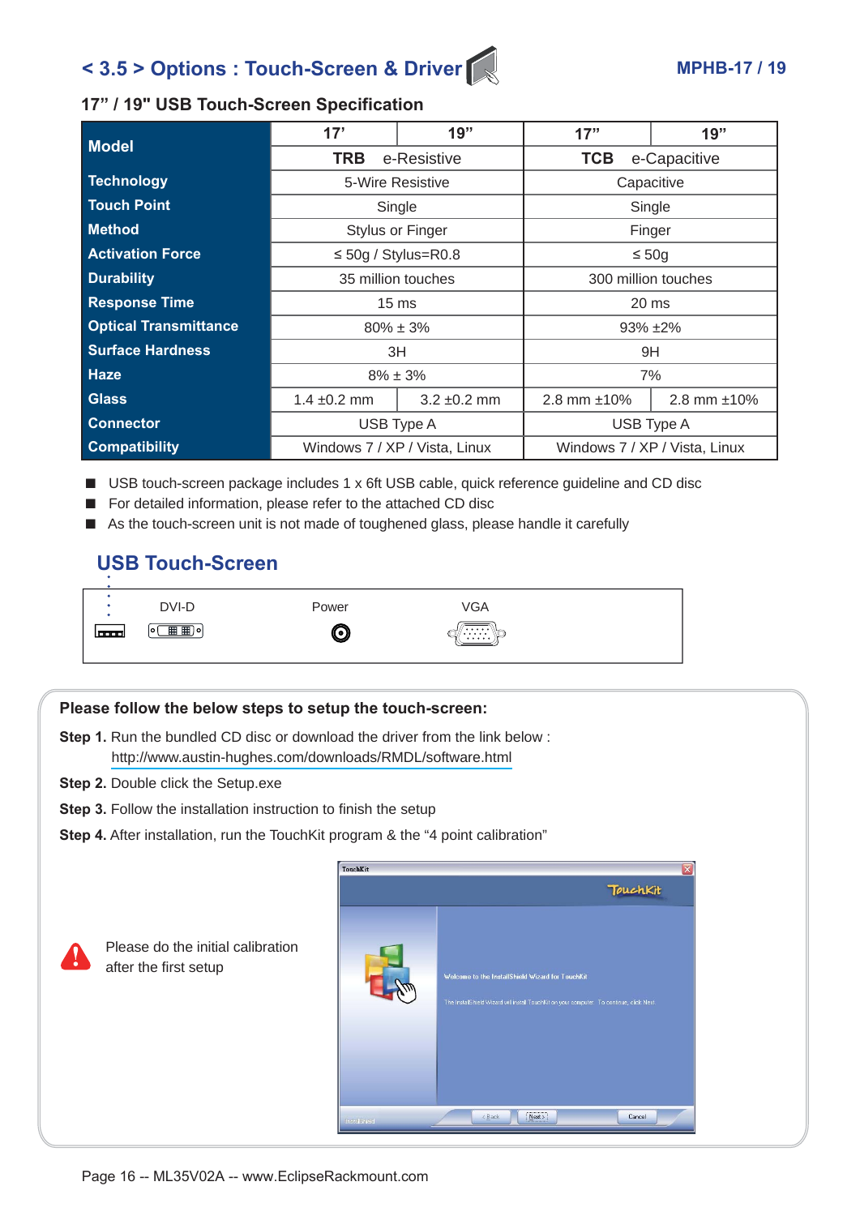# < 3.5 > Options : Touch-Screen & Driver

## 17" / 19" USB Touch-Screen Specification

| Model | 17' | 19" | 17" | 19" |
|---|---|---|---|---|
| | TRB e-Resistive | | TCB e-Capacitive | |
| Technology | 5-Wire Resistive | | Capacitive | |
| Touch Point | Single | | Single | |
| Method | Stylus or Finger | | Finger | |
| Activation Force | ≤ 50g / Stylus=R0.8 | | ≤ 50g | |
| Durability | 35 million touches | | 300 million touches | |
| Response Time | 15 ms | | 20 ms | |
| Optical Transmittance | 80% ± 3% | | 93% ±2% | |
| Surface Hardness | 3H | | 9H | |
| Haze | 8% ± 3% | | 7% | |
| Glass | 1.4 ±0.2 mm | 3.2 ±0.2 mm | 2.8 mm ±10% | 2.8 mm ±10% |
| Connector | USB Type A | | USB Type A | |
| Compatibility | Windows 7 / XP / Vista, Linux | | Windows 7 / XP / Vista, Linux | |

- USB touch-screen package includes 1 x 6ft USB cable, quick reference guideline and CD disc
- For detailed information, please refer to the attached CD disc
- As the touch-screen unit is not made of toughened glass, please handle it carefully

## USB Touch-Screen

DVI-D    Power    VGA

**Please follow the below steps to setup the touch-screen:**

**Step 1.** Run the bundled CD disc or download the driver from the link below :
http://www.austin-hughes.com/downloads/RMDL/software.html

**Step 2.** Double click the Setup.exe

**Step 3.** Follow the installation instruction to finish the setup

**Step 4.** After installation, run the TouchKit program & the "4 point calibration"

Please do the initial calibration after the first setup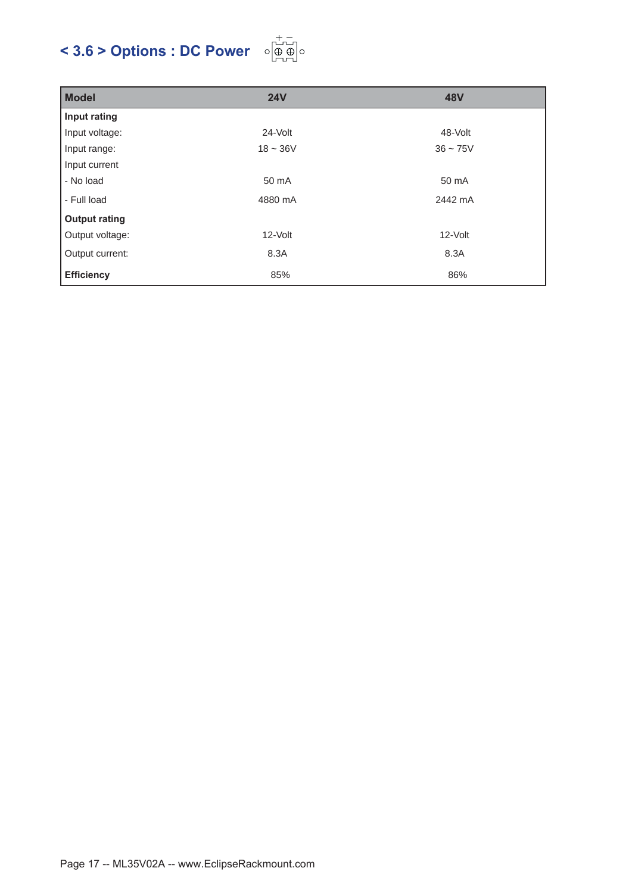## < 3.6 > Options : DC Power

| Model | 24V | 48V |
|---|---|---|
| **Input rating** | | |
| Input voltage: | 24-Volt | 48-Volt |
| Input range: | 18 ~ 36V | 36 ~ 75V |
| Input current | | |
| - No load | 50 mA | 50 mA |
| - Full load | 4880 mA | 2442 mA |
| **Output rating** | | |
| Output voltage: | 12-Volt | 12-Volt |
| Output current: | 8.3A | 8.3A |
| **Efficiency** | 85% | 86% |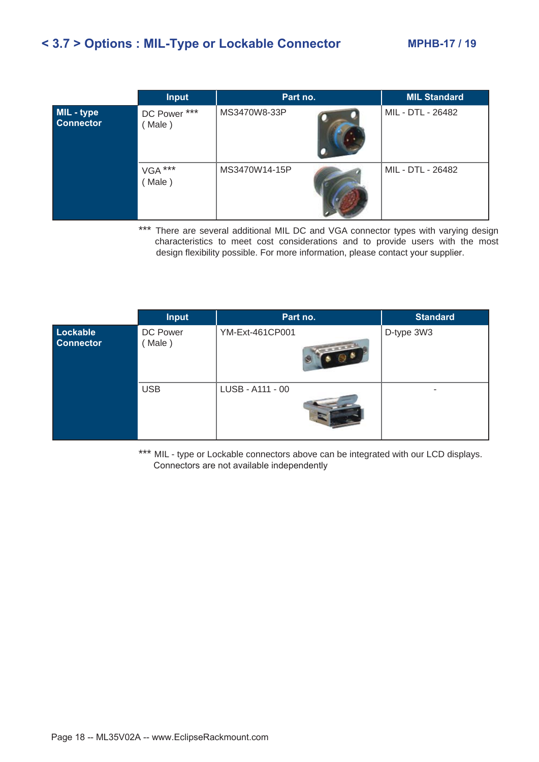## < 3.7 > Options : MIL-Type or Lockable Connector

**MPHB-17 / 19**

| | Input | Part no. | MIL Standard |
|---|---|---|---|
| **MIL - type Connector** | DC Power *** ( Male ) | MS3470W8-33P | MIL - DTL - 26482 |
| | VGA *** ( Male ) | MS3470W14-15P | MIL - DTL - 26482 |

*** There are several additional MIL DC and VGA connector types with varying design characteristics to meet cost considerations and to provide users with the most design flexibility possible. For more information, please contact your supplier.

| | Input | Part no. | Standard |
|---|---|---|---|
| **Lockable Connector** | DC Power ( Male ) | YM-Ext-461CP001 | D-type 3W3 |
| | USB | LUSB - A111 - 00 | - |

*** MIL - type or Lockable connectors above can be integrated with our LCD displays. Connectors are not available independently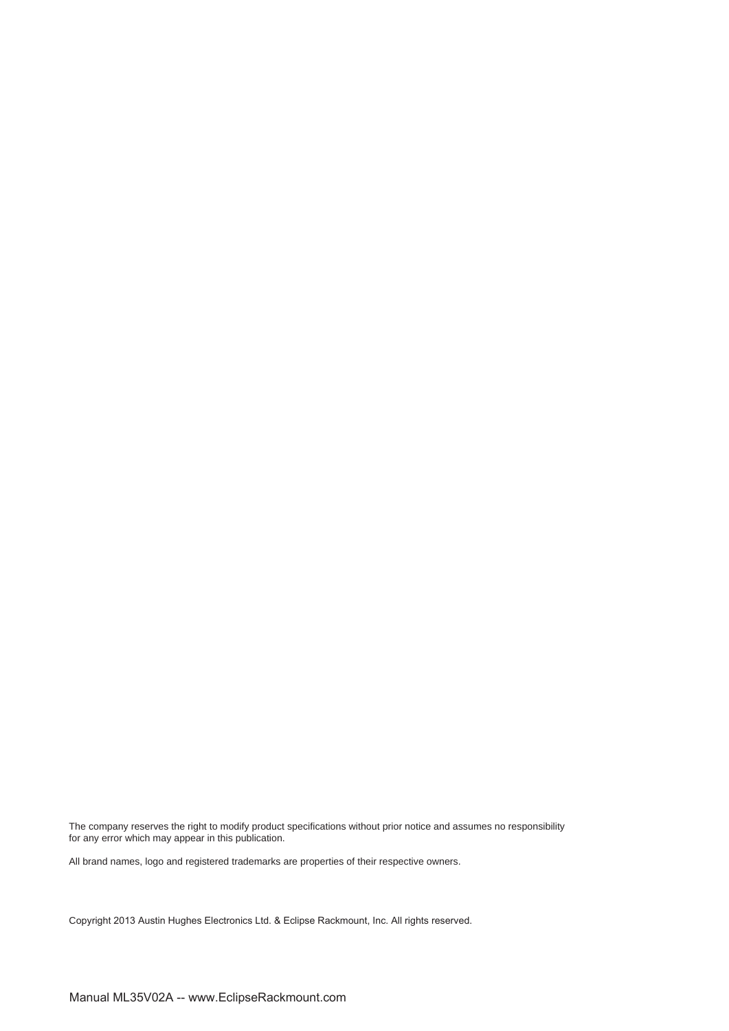The company reserves the right to modify product specifications without prior notice and assumes no responsibility for any error which may appear in this publication.

All brand names, logo and registered trademarks are properties of their respective owners.

Copyright 2013 Austin Hughes Electronics Ltd. & Eclipse Rackmount, Inc. All rights reserved.

Manual ML35V02A -- www.EclipseRackmount.com